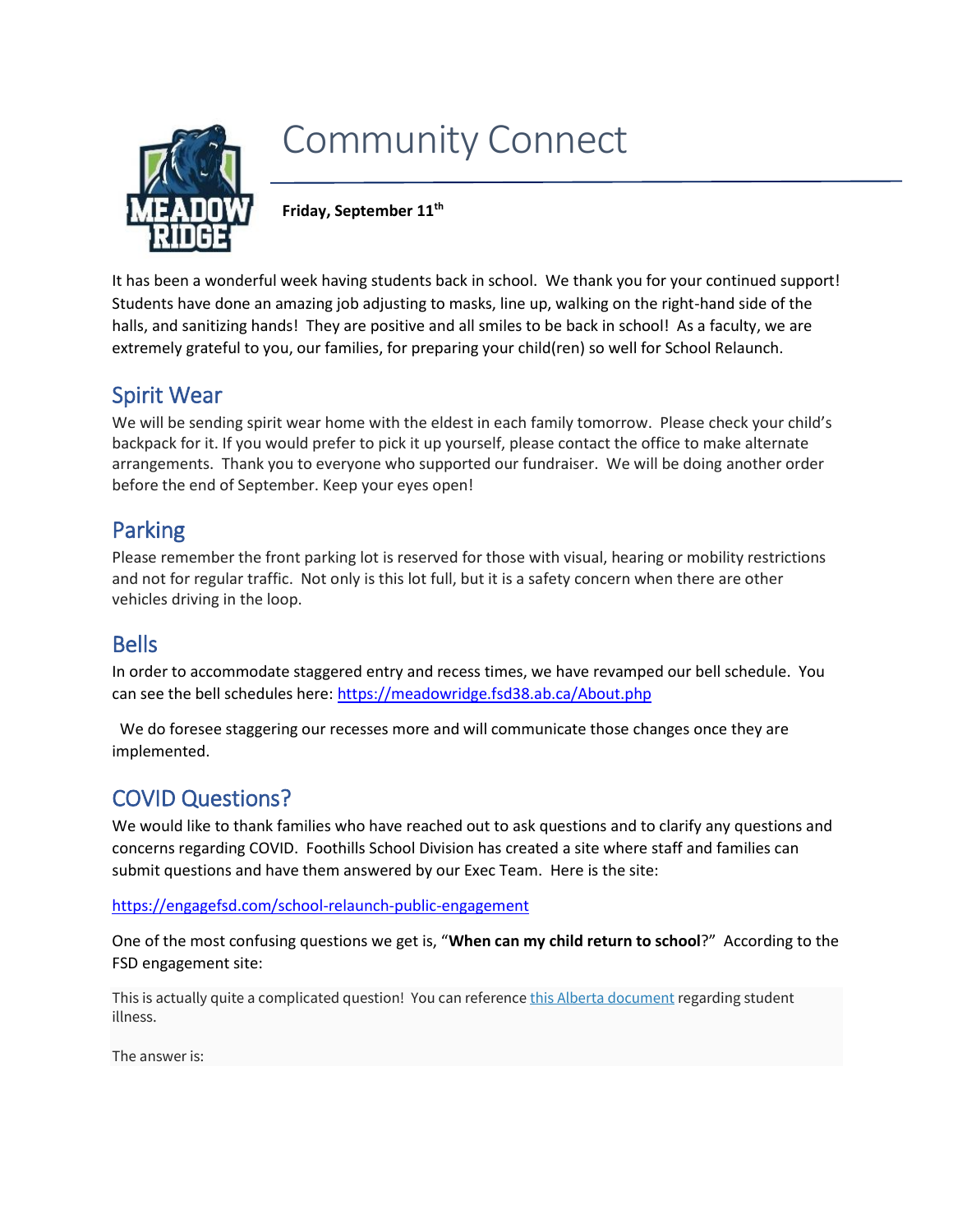# Community Connect

**Friday, September 11th**

It has been a wonderful week having students back in school. We thank you for your continued support! Students have done an amazing job adjusting to masks, line up, walking on the right-hand side of the halls, and sanitizing hands! They are positive and all smiles to be back in school! As a faculty, we are extremely grateful to you, our families, for preparing your child(ren) so well for School Relaunch.

## Spirit Wear

We will be sending spirit wear home with the eldest in each family tomorrow. Please check your child's backpack for it. If you would prefer to pick it up yourself, please contact the office to make alternate arrangements. Thank you to everyone who supported our fundraiser. We will be doing another order before the end of September. Keep your eyes open!

## Parking

Please remember the front parking lot is reserved for those with visual, hearing or mobility restrictions and not for regular traffic. Not only is this lot full, but it is a safety concern when there are other vehicles driving in the loop.

## Bells

In order to accommodate staggered entry and recess times, we have revamped our bell schedule. You can see the bell schedules here: https://meadowridge.fsd38.ab.ca/About.php

We do foresee staggering our recesses more and will communicate those changes once they are implemented.

## COVID Questions?

We would like to thank families who have reached out to ask questions and to clarify any questions and concerns regarding COVID. Foothills School Division has created a site where staff and families can submit questions and have them answered by our Exec Team. Here is the site:

https://engagefsd.com/school-relaunch-public-engagement

One of the most confusing questions we get is, "**When can my child return to school**?" According to the FSD engagement site:

> This is actually quite a complicated question! You can reference this Alberta document regarding student illness.
>
> The answer is: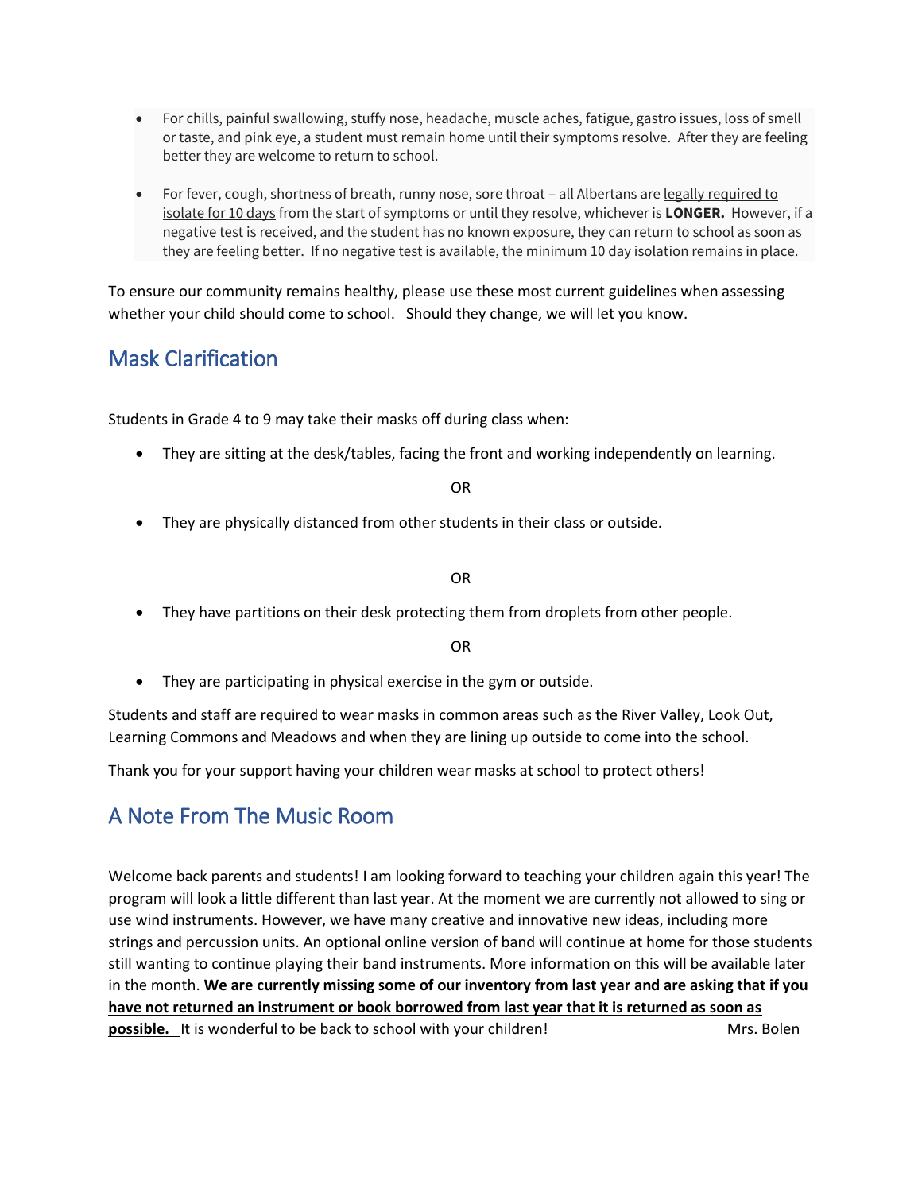- For chills, painful swallowing, stuffy nose, headache, muscle aches, fatigue, gastro issues, loss of smell or taste, and pink eye, a student must remain home until their symptoms resolve. After they are feeling better they are welcome to return to school.
- For fever, cough, shortness of breath, runny nose, sore throat – all Albertans are legally required to isolate for 10 days from the start of symptoms or until they resolve, whichever is **LONGER.** However, if a negative test is received, and the student has no known exposure, they can return to school as soon as they are feeling better. If no negative test is available, the minimum 10 day isolation remains in place.

To ensure our community remains healthy, please use these most current guidelines when assessing whether your child should come to school. Should they change, we will let you know.

## Mask Clarification

Students in Grade 4 to 9 may take their masks off during class when:

- They are sitting at the desk/tables, facing the front and working independently on learning.

OR

- They are physically distanced from other students in their class or outside.

OR

- They have partitions on their desk protecting them from droplets from other people.

OR

- They are participating in physical exercise in the gym or outside.

Students and staff are required to wear masks in common areas such as the River Valley, Look Out, Learning Commons and Meadows and when they are lining up outside to come into the school.

Thank you for your support having your children wear masks at school to protect others!

## A Note From The Music Room

Welcome back parents and students! I am looking forward to teaching your children again this year! The program will look a little different than last year. At the moment we are currently not allowed to sing or use wind instruments. However, we have many creative and innovative new ideas, including more strings and percussion units. An optional online version of band will continue at home for those students still wanting to continue playing their band instruments. More information on this will be available later in the month. **We are currently missing some of our inventory from last year and are asking that if you have not returned an instrument or book borrowed from last year that it is returned as soon as possible.** It is wonderful to be back to school with your children! Mrs. Bolen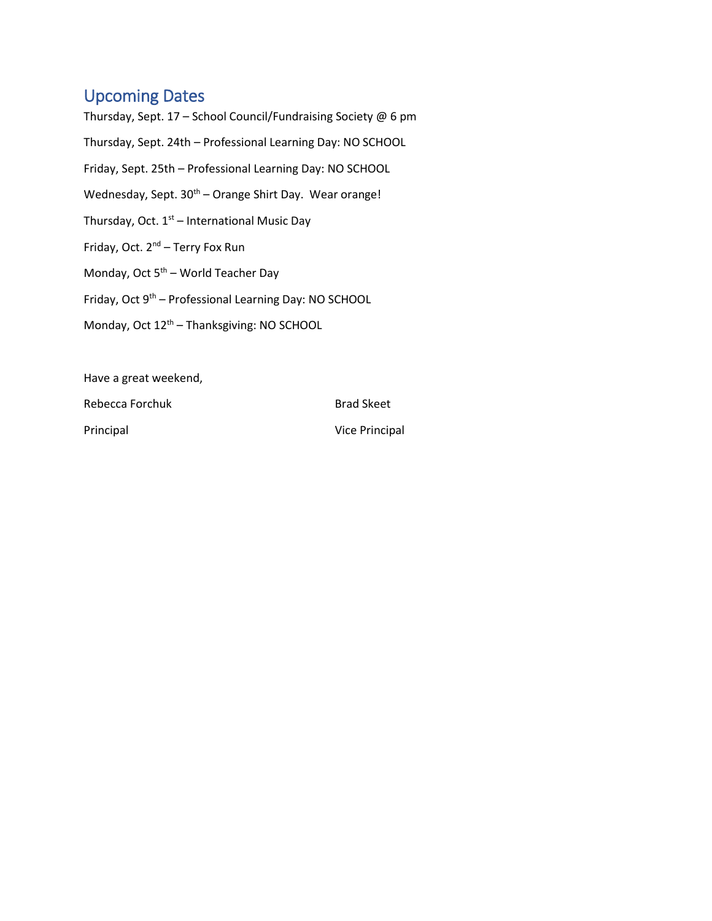## Upcoming Dates

Thursday, Sept. 17 – School Council/Fundraising Society @ 6 pm

Thursday, Sept. 24th – Professional Learning Day: NO SCHOOL

Friday, Sept. 25th – Professional Learning Day: NO SCHOOL

Wednesday, Sept. 30th – Orange Shirt Day. Wear orange!

Thursday, Oct. 1st – International Music Day

Friday, Oct. 2nd – Terry Fox Run

Monday, Oct 5th – World Teacher Day

Friday, Oct 9th – Professional Learning Day: NO SCHOOL

Monday, Oct 12th – Thanksgiving: NO SCHOOL

Have a great weekend,

Rebecca Forchuk
Principal

Brad Skeet
Vice Principal